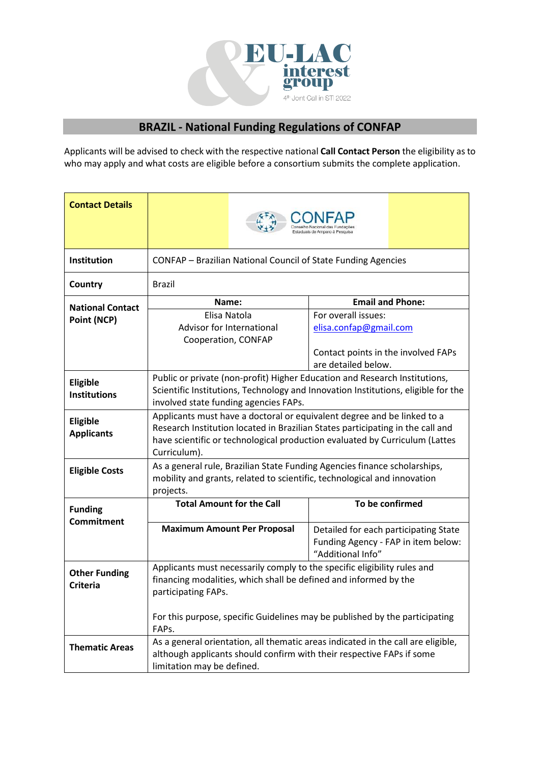EU-LAC interest group
4th Joint Call in STI 2022

## BRAZIL - National Funding Regulations of CONFAP

Applicants will be advised to check with the respective national **Call Contact Person** the eligibility as to who may apply and what costs are eligible before a consortium submits the complete application.

| **Contact Details** | CONFAP – Conselho Nacional das Fundações Estaduais de Amparo à Pesquisa | |
|---|---|---|
| **Institution** | CONFAP – Brazilian National Council of State Funding Agencies | |
| **Country** | Brazil | |
| **National Contact Point (NCP)** | **Name:** | **Email and Phone:** |
| | Elisa Natola<br>Advisor for International Cooperation, CONFAP | For overall issues:<br>elisa.confap@gmail.com<br><br>Contact points in the involved FAPs are detailed below. |
| **Eligible Institutions** | Public or private (non-profit) Higher Education and Research Institutions, Scientific Institutions, Technology and Innovation Institutions, eligible for the involved state funding agencies FAPs. | |
| **Eligible Applicants** | Applicants must have a doctoral or equivalent degree and be linked to a Research Institution located in Brazilian States participating in the call and have scientific or technological production evaluated by Curriculum (Lattes Curriculum). | |
| **Eligible Costs** | As a general rule, Brazilian State Funding Agencies finance scholarships, mobility and grants, related to scientific, technological and innovation projects. | |
| **Funding Commitment** | **Total Amount for the Call** | **To be confirmed** |
| | **Maximum Amount Per Proposal** | Detailed for each participating State Funding Agency - FAP in item below: “Additional Info” |
| **Other Funding Criteria** | Applicants must necessarily comply to the specific eligibility rules and financing modalities, which shall be defined and informed by the participating FAPs.<br><br>For this purpose, specific Guidelines may be published by the participating FAPs. | |
| **Thematic Areas** | As a general orientation, all thematic areas indicated in the call are eligible, although applicants should confirm with their respective FAPs if some limitation may be defined. | |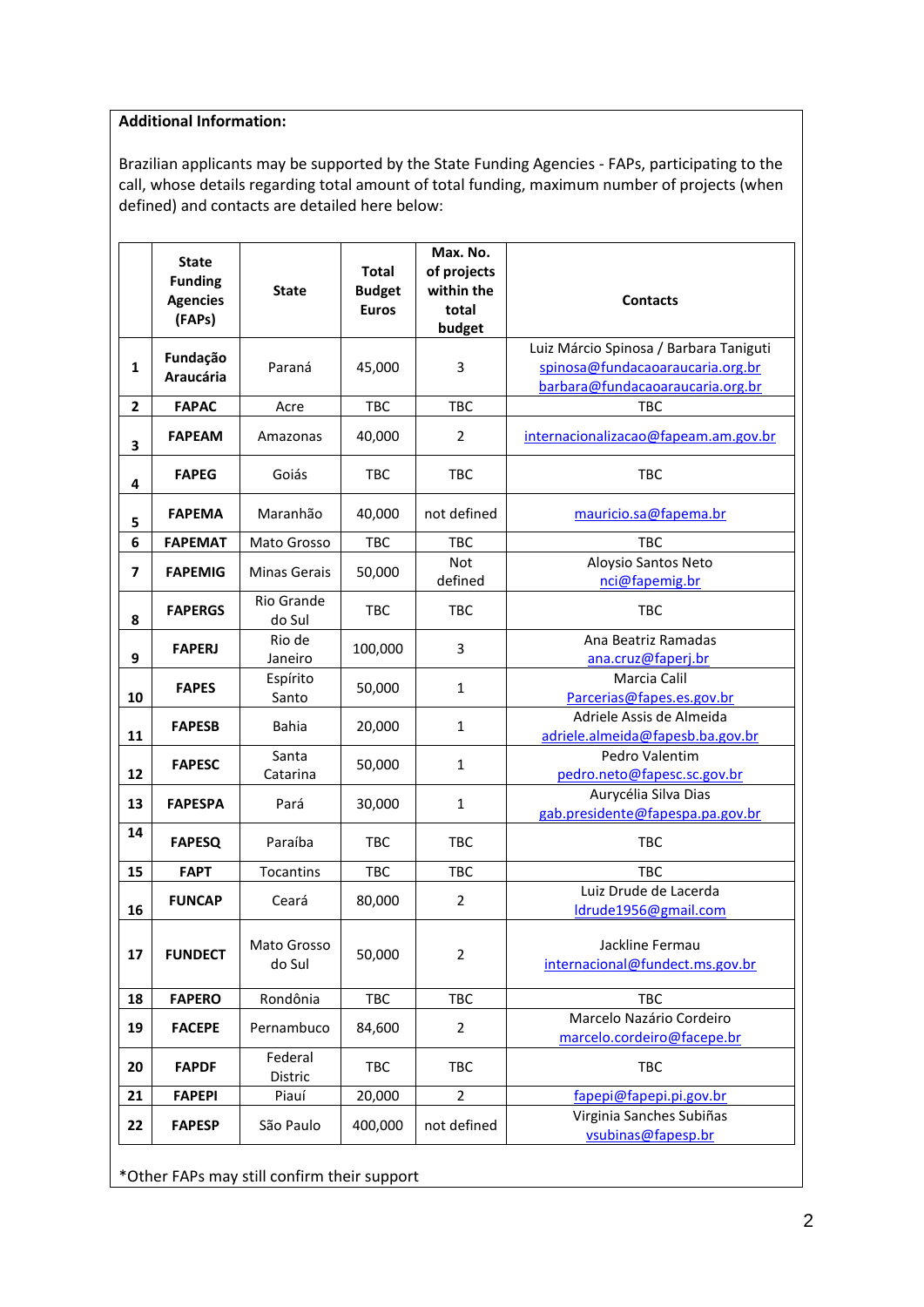**Additional Information:**

Brazilian applicants may be supported by the State Funding Agencies - FAPs, participating to the call, whose details regarding total amount of total funding, maximum number of projects (when defined) and contacts are detailed here below:

| | State Funding Agencies (FAPs) | State | Total Budget Euros | Max. No. of projects within the total budget | Contacts |
|---|---|---|---|---|---|
| 1 | Fundação Araucária | Paraná | 45,000 | 3 | Luiz Márcio Spinosa / Barbara Taniguti spinosa@fundacaoaraucaria.org.br barbara@fundacaoaraucaria.org.br |
| 2 | FAPAC | Acre | TBC | TBC | TBC |
| 3 | FAPEAM | Amazonas | 40,000 | 2 | internacionalizacao@fapeam.am.gov.br |
| 4 | FAPEG | Goiás | TBC | TBC | TBC |
| 5 | FAPEMA | Maranhão | 40,000 | not defined | mauricio.sa@fapema.br |
| 6 | FAPEMAT | Mato Grosso | TBC | TBC | TBC |
| 7 | FAPEMIG | Minas Gerais | 50,000 | Not defined | Aloysio Santos Neto nci@fapemig.br |
| 8 | FAPERGS | Rio Grande do Sul | TBC | TBC | TBC |
| 9 | FAPERJ | Rio de Janeiro | 100,000 | 3 | Ana Beatriz Ramadas ana.cruz@faperj.br |
| 10 | FAPES | Espírito Santo | 50,000 | 1 | Marcia Calil Parcerias@fapes.es.gov.br |
| 11 | FAPESB | Bahia | 20,000 | 1 | Adriele Assis de Almeida adriele.almeida@fapesb.ba.gov.br |
| 12 | FAPESC | Santa Catarina | 50,000 | 1 | Pedro Valentim pedro.neto@fapesc.sc.gov.br |
| 13 | FAPESPA | Pará | 30,000 | 1 | Aurycélia Silva Dias gab.presidente@fapespa.pa.gov.br |
| 14 | FAPESQ | Paraíba | TBC | TBC | TBC |
| 15 | FAPT | Tocantins | TBC | TBC | TBC |
| 16 | FUNCAP | Ceará | 80,000 | 2 | Luiz Drude de Lacerda ldrude1956@gmail.com |
| 17 | FUNDECT | Mato Grosso do Sul | 50,000 | 2 | Jackline Fermau internacional@fundect.ms.gov.br |
| 18 | FAPERO | Rondônia | TBC | TBC | TBC |
| 19 | FACEPE | Pernambuco | 84,600 | 2 | Marcelo Nazário Cordeiro marcelo.cordeiro@facepe.br |
| 20 | FAPDF | Federal Distric | TBC | TBC | TBC |
| 21 | FAPEPI | Piauí | 20,000 | 2 | fapepi@fapepi.pi.gov.br |
| 22 | FAPESP | São Paulo | 400,000 | not defined | Virginia Sanches Subiñas vsubinas@fapesp.br |

*Other FAPs may still confirm their support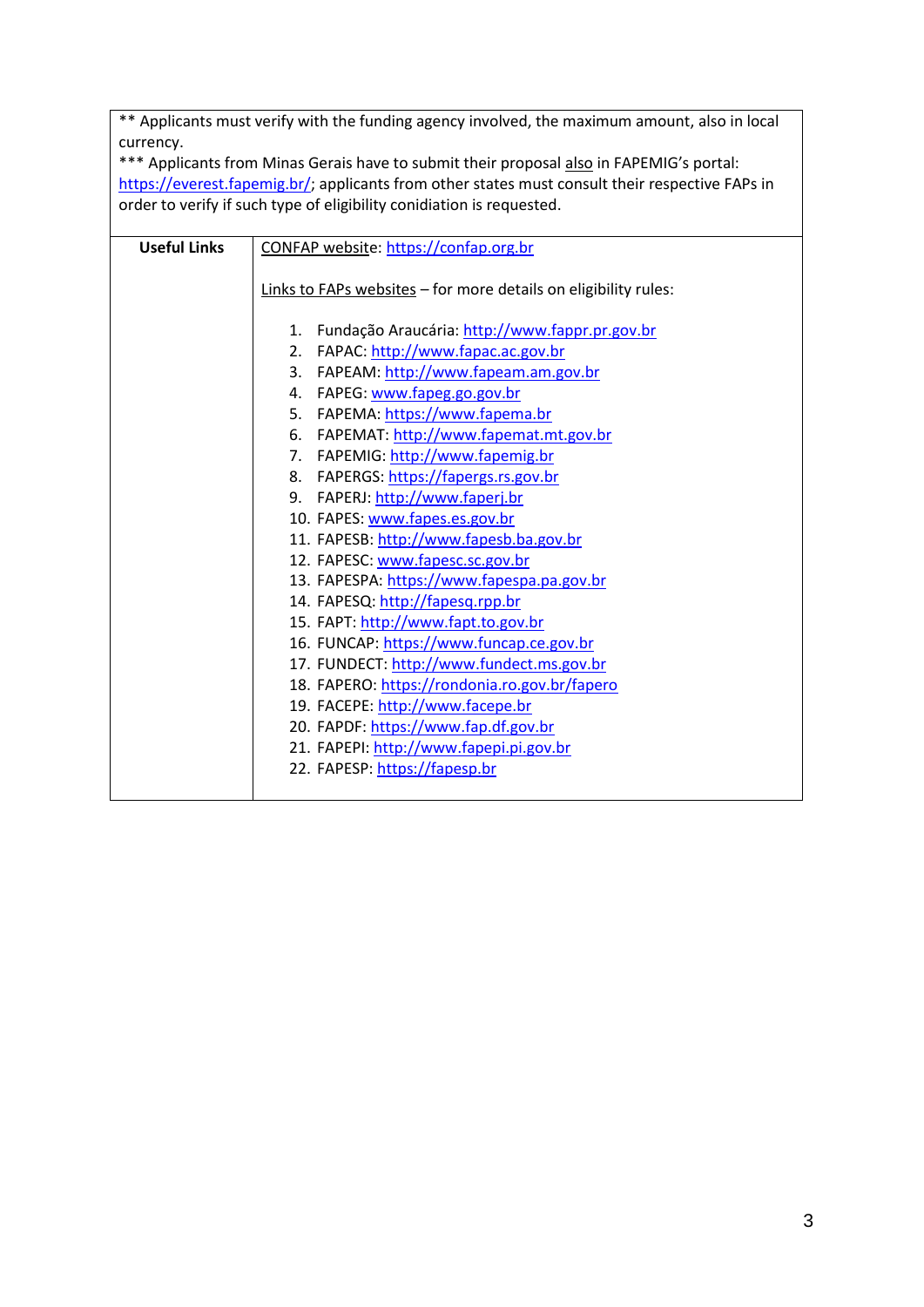| | |
|---|---|
| ** Applicants must verify with the funding agency involved, the maximum amount, also in local currency.<br>*** Applicants from Minas Gerais have to submit their proposal also in FAPEMIG's portal: https://everest.fapemig.br/; applicants from other states must consult their respective FAPs in order to verify if such type of eligibility conidiation is requested. | |
| **Useful Links** | CONFAP website: https://confap.org.br<br><br>Links to FAPs websites – for more details on eligibility rules:<br><br>1. Fundação Araucária: http://www.fappr.pr.gov.br<br>2. FAPAC: http://www.fapac.ac.gov.br<br>3. FAPEAM: http://www.fapeam.am.gov.br<br>4. FAPEG: www.fapeg.go.gov.br<br>5. FAPEMA: https://www.fapema.br<br>6. FAPEMAT: http://www.fapemat.mt.gov.br<br>7. FAPEMIG: http://www.fapemig.br<br>8. FAPERGS: https://fapergs.rs.gov.br<br>9. FAPERJ: http://www.faperj.br<br>10. FAPES: www.fapes.es.gov.br<br>11. FAPESB: http://www.fapesb.ba.gov.br<br>12. FAPESC: www.fapesc.sc.gov.br<br>13. FAPESPA: https://www.fapespa.pa.gov.br<br>14. FAPESQ: http://fapesq.rpp.br<br>15. FAPT: http://www.fapt.to.gov.br<br>16. FUNCAP: https://www.funcap.ce.gov.br<br>17. FUNDECT: http://www.fundect.ms.gov.br<br>18. FAPERO: https://rondonia.ro.gov.br/fapero<br>19. FACEPE: http://www.facepe.br<br>20. FAPDF: https://www.fap.df.gov.br<br>21. FAPEPI: http://www.fapepi.pi.gov.br<br>22. FAPESP: https://fapesp.br |